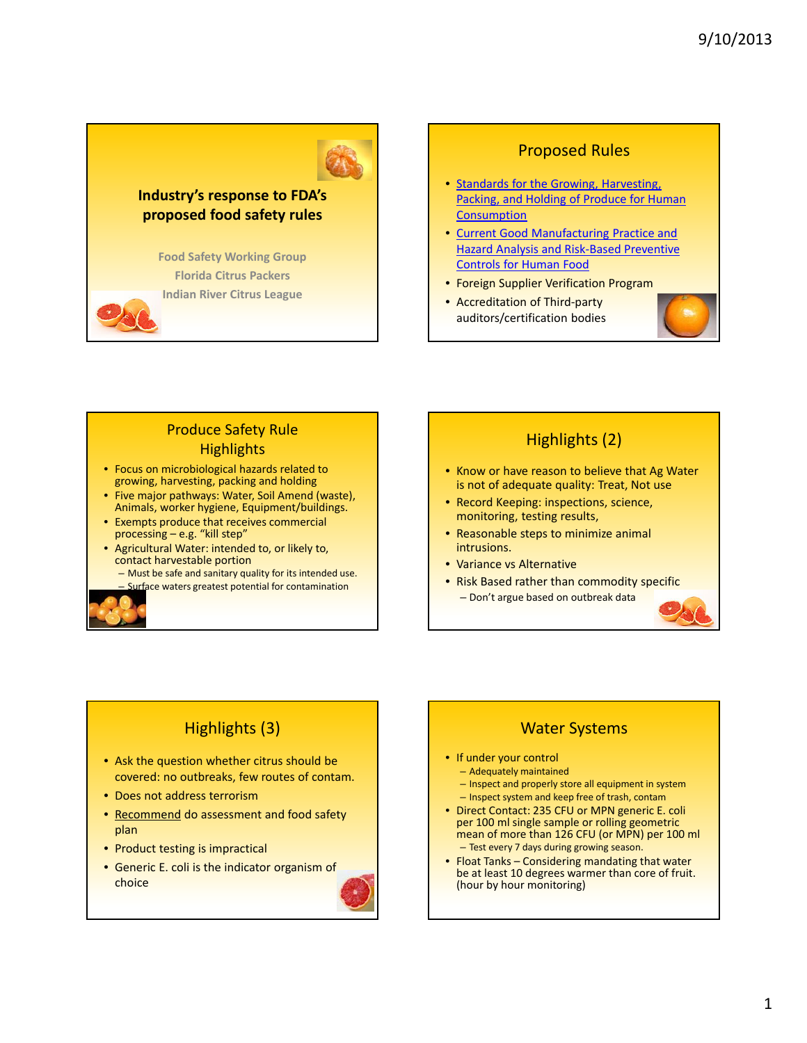## Industry's response to FDA's proposed food safety rules

Food Safety Working Group
Florida Citrus Packers
Indian River Citrus League

## Proposed Rules

- Standards for the Growing, Harvesting, Packing, and Holding of Produce for Human Consumption
- Current Good Manufacturing Practice and Hazard Analysis and Risk-Based Preventive Controls for Human Food
- Foreign Supplier Verification Program
- Accreditation of Third-party auditors/certification bodies

## Produce Safety Rule Highlights

- Focus on microbiological hazards related to growing, harvesting, packing and holding
- Five major pathways: Water, Soil Amend (waste), Animals, worker hygiene, Equipment/buildings.
- Exempts produce that receives commercial processing – e.g. "kill step"
- Agricultural Water: intended to, or likely to, contact harvestable portion
  - Must be safe and sanitary quality for its intended use.
  - Surface waters greatest potential for contamination

## Highlights (2)

- Know or have reason to believe that Ag Water is not of adequate quality: Treat, Not use
- Record Keeping: inspections, science, monitoring, testing results,
- Reasonable steps to minimize animal intrusions.
- Variance vs Alternative
- Risk Based rather than commodity specific
  - Don't argue based on outbreak data

## Highlights (3)

- Ask the question whether citrus should be covered: no outbreaks, few routes of contam.
- Does not address terrorism
- Recommend do assessment and food safety plan
- Product testing is impractical
- Generic E. coli is the indicator organism of choice

## Water Systems

- If under your control
  - Adequately maintained
  - Inspect and properly store all equipment in system
  - Inspect system and keep free of trash, contam
- Direct Contact: 235 CFU or MPN generic E. coli per 100 ml single sample or rolling geometric mean of more than 126 CFU (or MPN) per 100 ml
  - Test every 7 days during growing season.
- Float Tanks – Considering mandating that water be at least 10 degrees warmer than core of fruit. (hour by hour monitoring)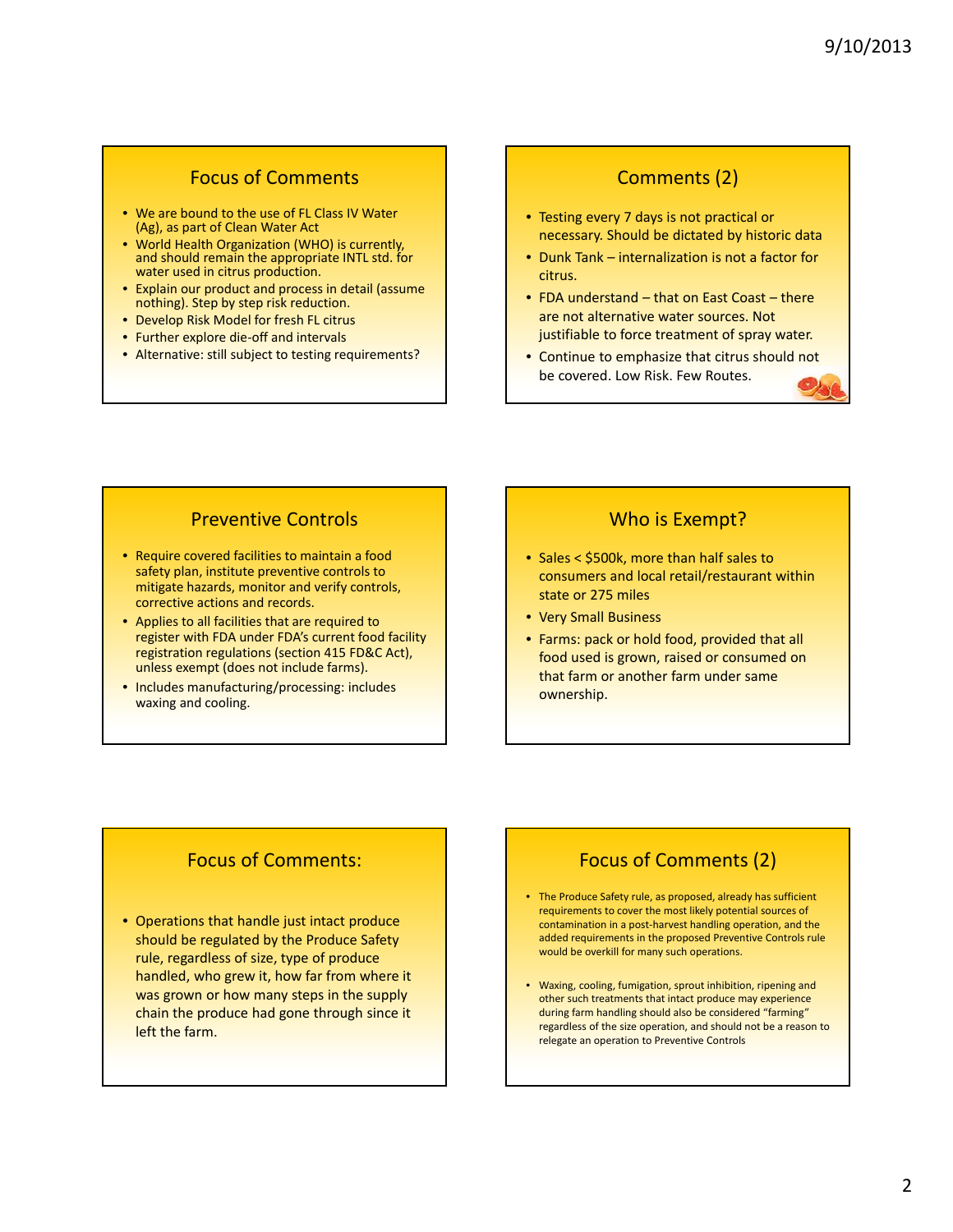## Focus of Comments

- We are bound to the use of FL Class IV Water (Ag), as part of Clean Water Act
- World Health Organization (WHO) is currently, and should remain the appropriate INTL std. for water used in citrus production.
- Explain our product and process in detail (assume nothing). Step by step risk reduction.
- Develop Risk Model for fresh FL citrus
- Further explore die-off and intervals
- Alternative: still subject to testing requirements?

## Comments (2)

- Testing every 7 days is not practical or necessary. Should be dictated by historic data
- Dunk Tank – internalization is not a factor for citrus.
- FDA understand – that on East Coast – there are not alternative water sources. Not justifiable to force treatment of spray water.
- Continue to emphasize that citrus should not be covered. Low Risk. Few Routes.

## Preventive Controls

- Require covered facilities to maintain a food safety plan, institute preventive controls to mitigate hazards, monitor and verify controls, corrective actions and records.
- Applies to all facilities that are required to register with FDA under FDA's current food facility registration regulations (section 415 FD&C Act), unless exempt (does not include farms).
- Includes manufacturing/processing: includes waxing and cooling.

## Who is Exempt?

- Sales < $500k, more than half sales to consumers and local retail/restaurant within state or 275 miles
- Very Small Business
- Farms: pack or hold food, provided that all food used is grown, raised or consumed on that farm or another farm under same ownership.

## Focus of Comments:

- Operations that handle just intact produce should be regulated by the Produce Safety rule, regardless of size, type of produce handled, who grew it, how far from where it was grown or how many steps in the supply chain the produce had gone through since it left the farm.

## Focus of Comments (2)

- The Produce Safety rule, as proposed, already has sufficient requirements to cover the most likely potential sources of contamination in a post-harvest handling operation, and the added requirements in the proposed Preventive Controls rule would be overkill for many such operations.
- Waxing, cooling, fumigation, sprout inhibition, ripening and other such treatments that intact produce may experience during farm handling should also be considered "farming" regardless of the size operation, and should not be a reason to relegate an operation to Preventive Controls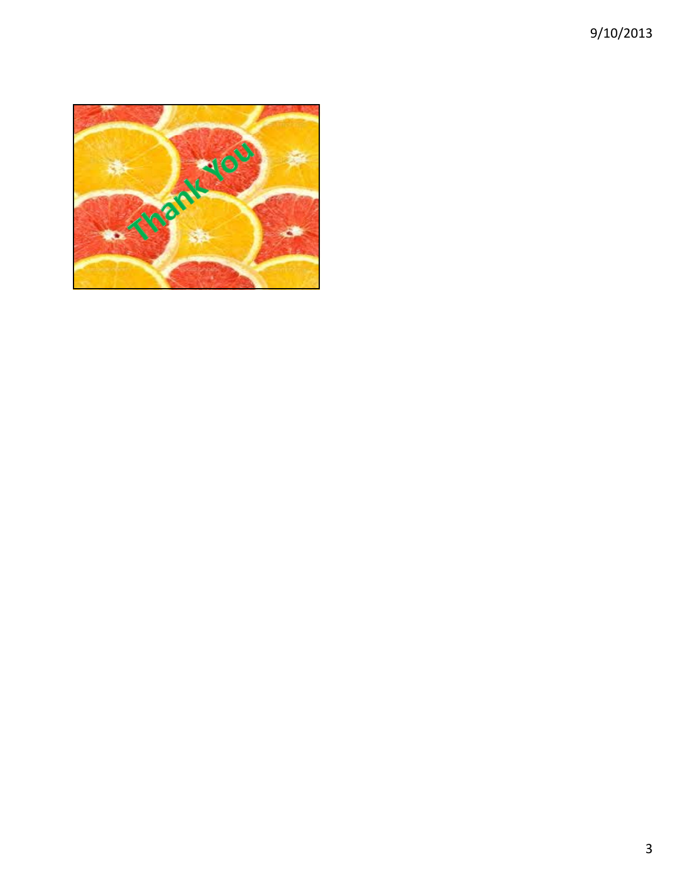Thank You